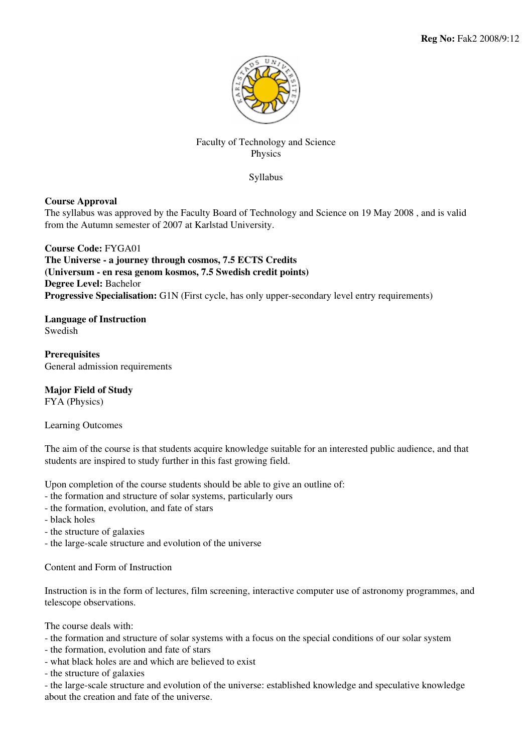**Reg No:** Fak2 2008/9:12

Faculty of Technology and Science
Physics

Syllabus

**Course Approval**
The syllabus was approved by the Faculty Board of Technology and Science on 19 May 2008 , and is valid from the Autumn semester of 2007 at Karlstad University.

**Course Code:** FYGA01
**The Universe - a journey through cosmos, 7.5 ECTS Credits**
**(Universum - en resa genom kosmos, 7.5 Swedish credit points)**
**Degree Level:** Bachelor
**Progressive Specialisation:** G1N (First cycle, has only upper-secondary level entry requirements)

**Language of Instruction**
Swedish

**Prerequisites**
General admission requirements

**Major Field of Study**
FYA (Physics)

Learning Outcomes

The aim of the course is that students acquire knowledge suitable for an interested public audience, and that students are inspired to study further in this fast growing field.

Upon completion of the course students should be able to give an outline of:
- the formation and structure of solar systems, particularly ours
- the formation, evolution, and fate of stars
- black holes
- the structure of galaxies
- the large-scale structure and evolution of the universe

Content and Form of Instruction

Instruction is in the form of lectures, film screening, interactive computer use of astronomy programmes, and telescope observations.

The course deals with:
- the formation and structure of solar systems with a focus on the special conditions of our solar system
- the formation, evolution and fate of stars
- what black holes are and which are believed to exist
- the structure of galaxies
- the large-scale structure and evolution of the universe: established knowledge and speculative knowledge about the creation and fate of the universe.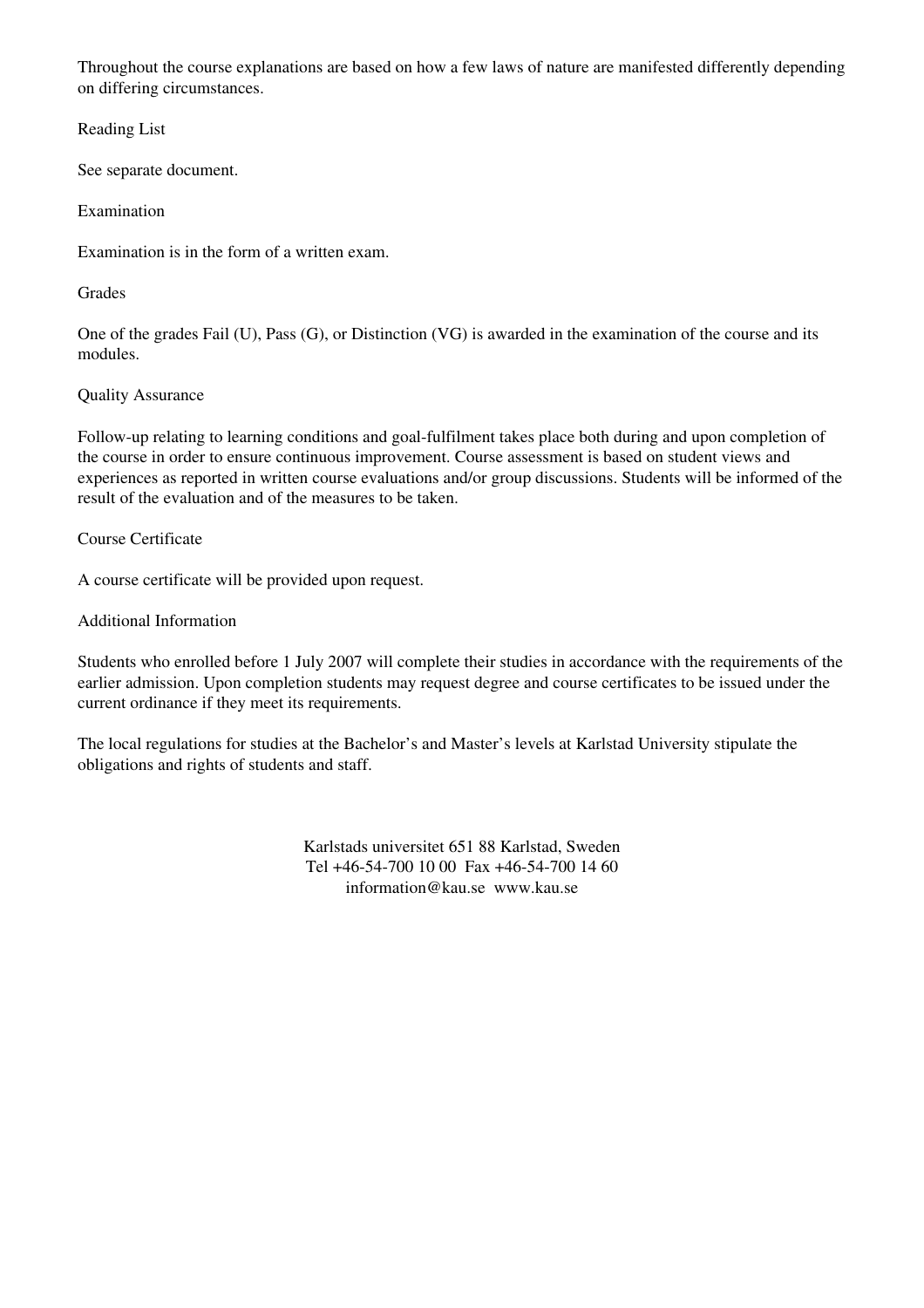Throughout the course explanations are based on how a few laws of nature are manifested differently depending on differing circumstances.

## Reading List

See separate document.

## Examination

Examination is in the form of a written exam.

## Grades

One of the grades Fail (U), Pass (G), or Distinction (VG) is awarded in the examination of the course and its modules.

## Quality Assurance

Follow-up relating to learning conditions and goal-fulfilment takes place both during and upon completion of the course in order to ensure continuous improvement. Course assessment is based on student views and experiences as reported in written course evaluations and/or group discussions. Students will be informed of the result of the evaluation and of the measures to be taken.

## Course Certificate

A course certificate will be provided upon request.

## Additional Information

Students who enrolled before 1 July 2007 will complete their studies in accordance with the requirements of the earlier admission. Upon completion students may request degree and course certificates to be issued under the current ordinance if they meet its requirements.

The local regulations for studies at the Bachelor's and Master's levels at Karlstad University stipulate the obligations and rights of students and staff.

Karlstads universitet 651 88 Karlstad, Sweden
Tel +46-54-700 10 00 Fax +46-54-700 14 60
information@kau.se www.kau.se